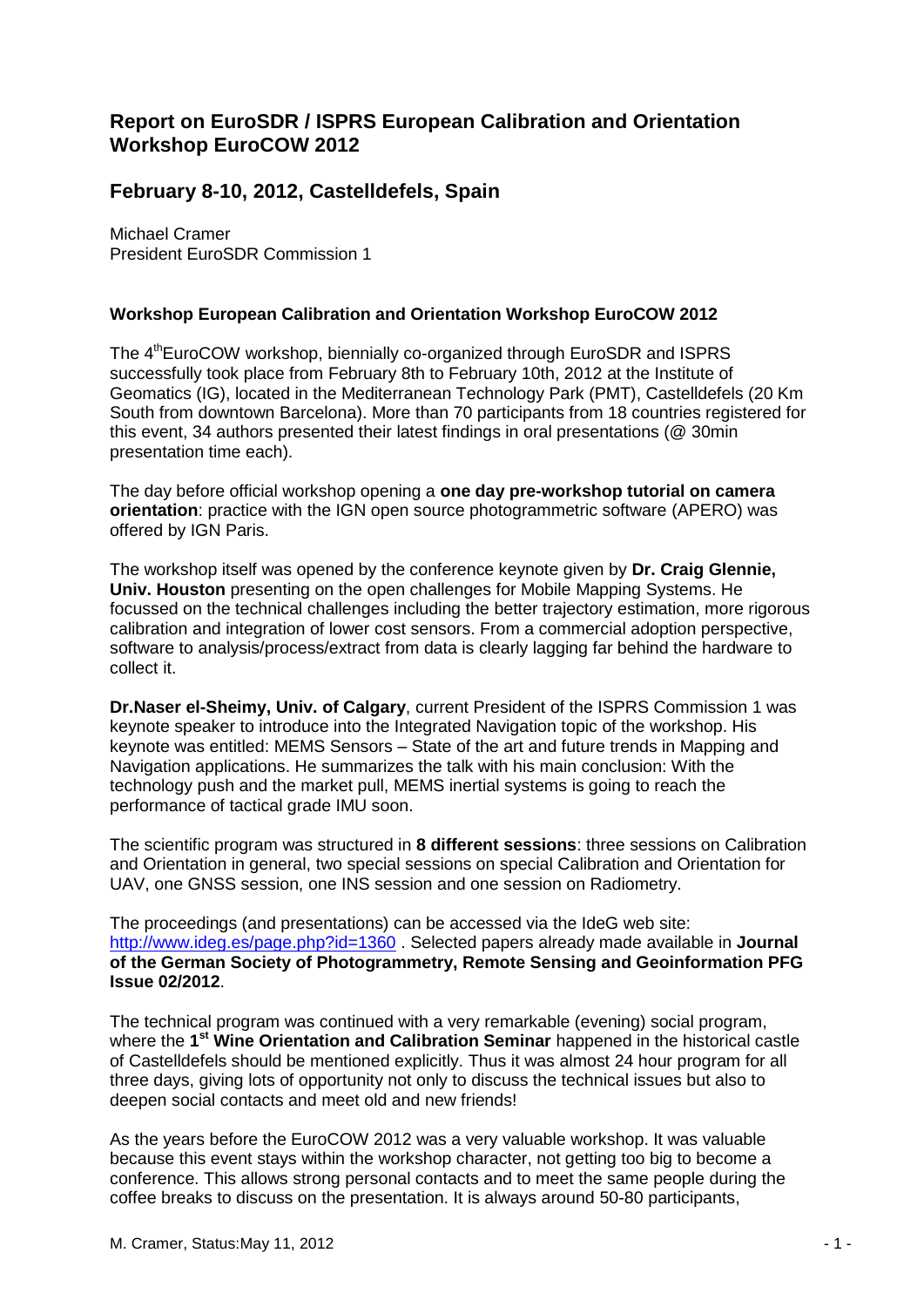# Report on EuroSDR / ISPRS European Calibration and Orientation Workshop EuroCOW 2012

## February 8-10, 2012, Castelldefels, Spain

Michael Cramer
President EuroSDR Commission 1

### Workshop European Calibration and Orientation Workshop EuroCOW 2012

The 4[th]EuroCOW workshop, biennially co-organized through EuroSDR and ISPRS successfully took place from February 8th to February 10th, 2012 at the Institute of Geomatics (IG), located in the Mediterranean Technology Park (PMT), Castelldefels (20 Km South from downtown Barcelona). More than 70 participants from 18 countries registered for this event, 34 authors presented their latest findings in oral presentations (@ 30min presentation time each).

The day before official workshop opening a **one day pre-workshop tutorial on camera orientation**: practice with the IGN open source photogrammetric software (APERO) was offered by IGN Paris.

The workshop itself was opened by the conference keynote given by **Dr. Craig Glennie, Univ. Houston** presenting on the open challenges for Mobile Mapping Systems. He focussed on the technical challenges including the better trajectory estimation, more rigorous calibration and integration of lower cost sensors. From a commercial adoption perspective, software to analysis/process/extract from data is clearly lagging far behind the hardware to collect it.

**Dr.Naser el-Sheimy, Univ. of Calgary**, current President of the ISPRS Commission 1 was keynote speaker to introduce into the Integrated Navigation topic of the workshop. His keynote was entitled: MEMS Sensors – State of the art and future trends in Mapping and Navigation applications. He summarizes the talk with his main conclusion: With the technology push and the market pull, MEMS inertial systems is going to reach the performance of tactical grade IMU soon.

The scientific program was structured in **8 different sessions**: three sessions on Calibration and Orientation in general, two special sessions on special Calibration and Orientation for UAV, one GNSS session, one INS session and one session on Radiometry.

The proceedings (and presentations) can be accessed via the IdeG web site: http://www.ideg.es/page.php?id=1360 . Selected papers already made available in **Journal of the German Society of Photogrammetry, Remote Sensing and Geoinformation PFG Issue 02/2012**.

The technical program was continued with a very remarkable (evening) social program, where the **1[st] Wine Orientation and Calibration Seminar** happened in the historical castle of Castelldefels should be mentioned explicitly. Thus it was almost 24 hour program for all three days, giving lots of opportunity not only to discuss the technical issues but also to deepen social contacts and meet old and new friends!

As the years before the EuroCOW 2012 was a very valuable workshop. It was valuable because this event stays within the workshop character, not getting too big to become a conference. This allows strong personal contacts and to meet the same people during the coffee breaks to discuss on the presentation. It is always around 50-80 participants,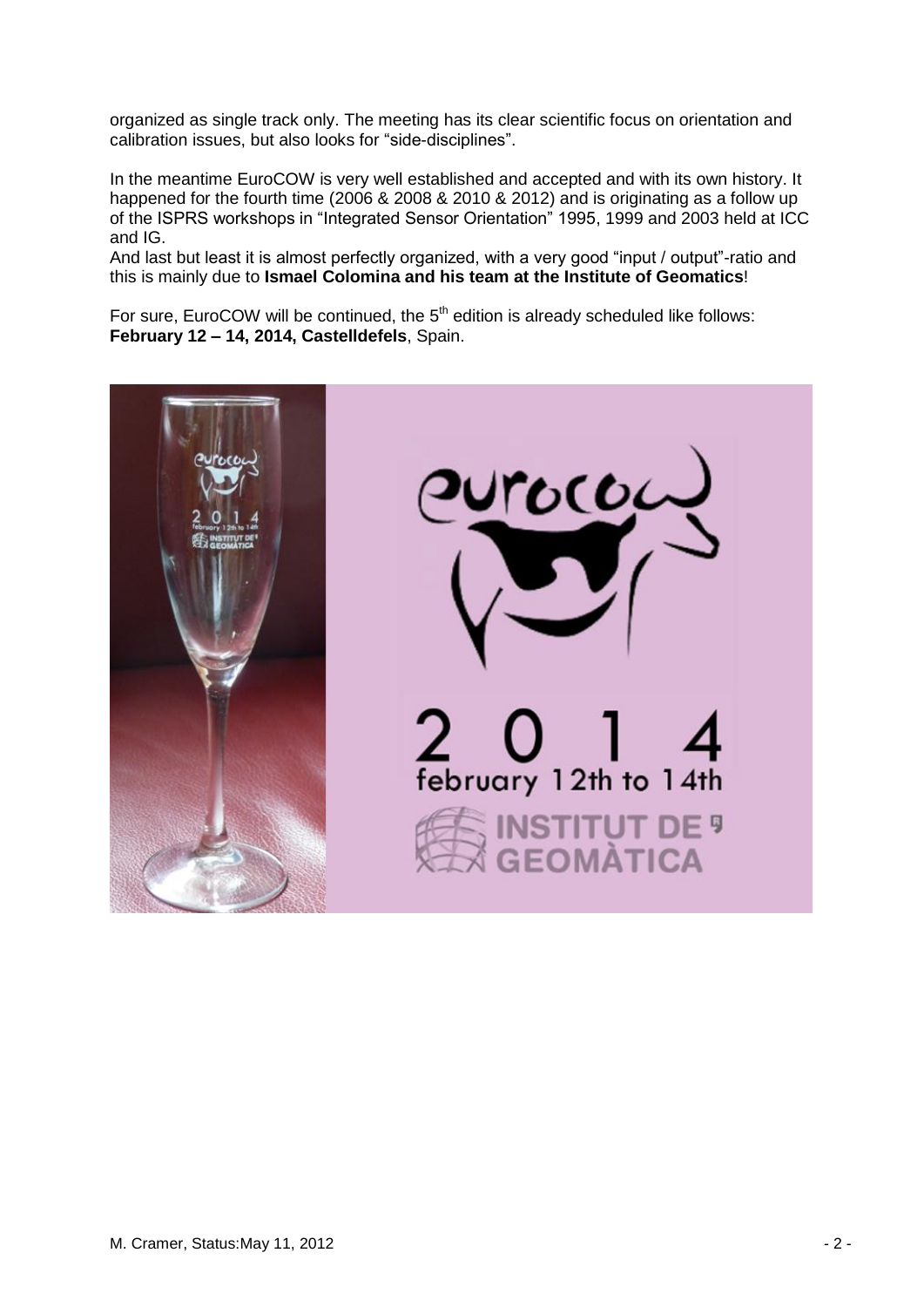organized as single track only. The meeting has its clear scientific focus on orientation and calibration issues, but also looks for "side-disciplines".

In the meantime EuroCOW is very well established and accepted and with its own history. It happened for the fourth time (2006 & 2008 & 2010 & 2012) and is originating as a follow up of the ISPRS workshops in "Integrated Sensor Orientation" 1995, 1999 and 2003 held at ICC and IG.

And last but least it is almost perfectly organized, with a very good "input / output"-ratio and this is mainly due to **Ismael Colomina and his team at the Institute of Geomatics**!

For sure, EuroCOW will be continued, the 5th edition is already scheduled like follows: **February 12 – 14, 2014, Castelldefels**, Spain.